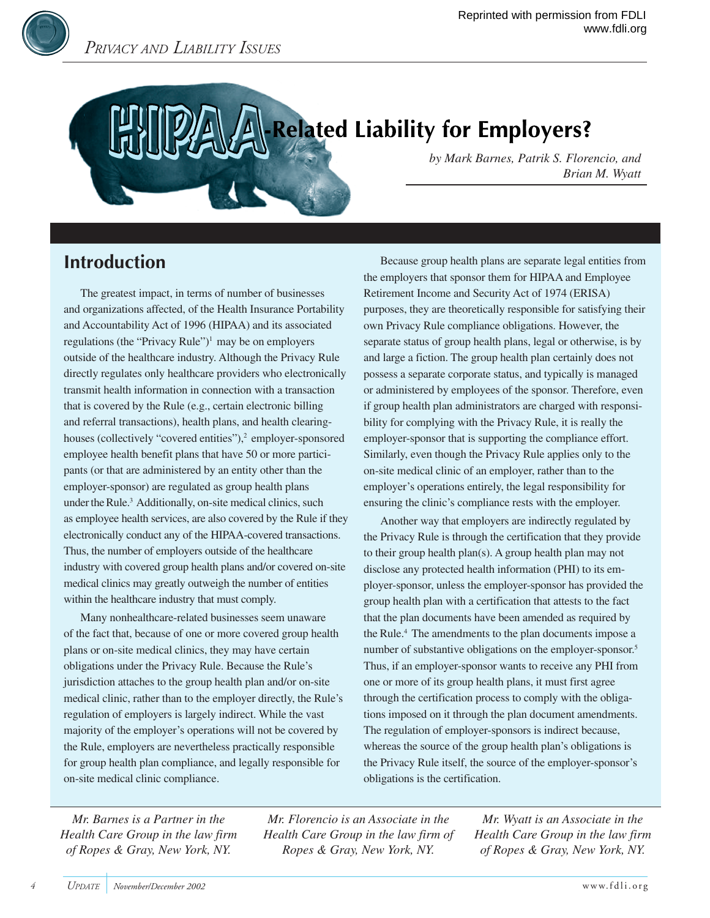Reprinted with permission from FDLI
www.fdli.org

*Privacy and Liability Issues*

# HIPAA-Related Liability for Employers?

*by Mark Barnes, Patrik S. Florencio, and Brian M. Wyatt*

## Introduction

The greatest impact, in terms of number of businesses and organizations affected, of the Health Insurance Portability and Accountability Act of 1996 (HIPAA) and its associated regulations (the "Privacy Rule")[1] may be on employers outside of the healthcare industry. Although the Privacy Rule directly regulates only healthcare providers who electronically transmit health information in connection with a transaction that is covered by the Rule (e.g., certain electronic billing and referral transactions), health plans, and health clearinghouses (collectively "covered entities"),[2] employer-sponsored employee health benefit plans that have 50 or more participants (or that are administered by an entity other than the employer-sponsor) are regulated as group health plans under the Rule.[3] Additionally, on-site medical clinics, such as employee health services, are also covered by the Rule if they electronically conduct any of the HIPAA-covered transactions. Thus, the number of employers outside of the healthcare industry with covered group health plans and/or covered on-site medical clinics may greatly outweigh the number of entities within the healthcare industry that must comply.

Many nonhealthcare-related businesses seem unaware of the fact that, because of one or more covered group health plans or on-site medical clinics, they may have certain obligations under the Privacy Rule. Because the Rule's jurisdiction attaches to the group health plan and/or on-site medical clinic, rather than to the employer directly, the Rule's regulation of employers is largely indirect. While the vast majority of the employer's operations will not be covered by the Rule, employers are nevertheless practically responsible for group health plan compliance, and legally responsible for on-site medical clinic compliance.

Because group health plans are separate legal entities from the employers that sponsor them for HIPAA and Employee Retirement Income and Security Act of 1974 (ERISA) purposes, they are theoretically responsible for satisfying their own Privacy Rule compliance obligations. However, the separate status of group health plans, legal or otherwise, is by and large a fiction. The group health plan certainly does not possess a separate corporate status, and typically is managed or administered by employees of the sponsor. Therefore, even if group health plan administrators are charged with responsibility for complying with the Privacy Rule, it is really the employer-sponsor that is supporting the compliance effort. Similarly, even though the Privacy Rule applies only to the on-site medical clinic of an employer, rather than to the employer's operations entirely, the legal responsibility for ensuring the clinic's compliance rests with the employer.

Another way that employers are indirectly regulated by the Privacy Rule is through the certification that they provide to their group health plan(s). A group health plan may not disclose any protected health information (PHI) to its employer-sponsor, unless the employer-sponsor has provided the group health plan with a certification that attests to the fact that the plan documents have been amended as required by the Rule.[4] The amendments to the plan documents impose a number of substantive obligations on the employer-sponsor.[5] Thus, if an employer-sponsor wants to receive any PHI from one or more of its group health plans, it must first agree through the certification process to comply with the obligations imposed on it through the plan document amendments. The regulation of employer-sponsors is indirect because, whereas the source of the group health plan's obligations is the Privacy Rule itself, the source of the employer-sponsor's obligations is the certification.

*Mr. Barnes is a Partner in the Health Care Group in the law firm of Ropes & Gray, New York, NY.*

*Mr. Florencio is an Associate in the Health Care Group in the law firm of Ropes & Gray, New York, NY.*

*Mr. Wyatt is an Associate in the Health Care Group in the law firm of Ropes & Gray, New York, NY.*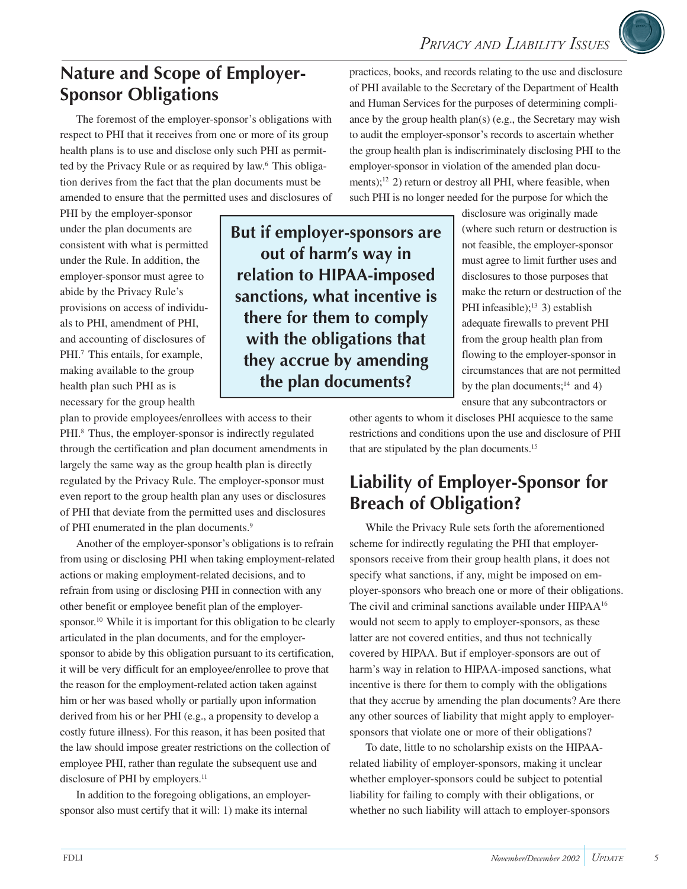## Nature and Scope of Employer-Sponsor Obligations

The foremost of the employer-sponsor's obligations with respect to PHI that it receives from one or more of its group health plans is to use and disclose only such PHI as permitted by the Privacy Rule or as required by law.[6] This obligation derives from the fact that the plan documents must be amended to ensure that the permitted uses and disclosures of PHI by the employer-sponsor under the plan documents are consistent with what is permitted under the Rule. In addition, the employer-sponsor must agree to abide by the Privacy Rule's provisions on access of individuals to PHI, amendment of PHI, and accounting of disclosures of PHI.[7] This entails, for example, making available to the group health plan such PHI as is necessary for the group health plan to provide employees/enrollees with access to their PHI.[8] Thus, the employer-sponsor is indirectly regulated through the certification and plan document amendments in largely the same way as the group health plan is directly regulated by the Privacy Rule. The employer-sponsor must even report to the group health plan any uses or disclosures of PHI that deviate from the permitted uses and disclosures of PHI enumerated in the plan documents.[9]

Another of the employer-sponsor's obligations is to refrain from using or disclosing PHI when taking employment-related actions or making employment-related decisions, and to refrain from using or disclosing PHI in connection with any other benefit or employee benefit plan of the employer-sponsor.[10] While it is important for this obligation to be clearly articulated in the plan documents, and for the employer-sponsor to abide by this obligation pursuant to its certification, it will be very difficult for an employee/enrollee to prove that the reason for the employment-related action taken against him or her was based wholly or partially upon information derived from his or her PHI (e.g., a propensity to develop a costly future illness). For this reason, it has been posited that the law should impose greater restrictions on the collection of employee PHI, rather than regulate the subsequent use and disclosure of PHI by employers.[11]

In addition to the foregoing obligations, an employer-sponsor also must certify that it will: 1) make its internal practices, books, and records relating to the use and disclosure of PHI available to the Secretary of the Department of Health and Human Services for the purposes of determining compliance by the group health plan(s) (e.g., the Secretary may wish to audit the employer-sponsor's records to ascertain whether the group health plan is indiscriminately disclosing PHI to the employer-sponsor in violation of the amended plan documents);[12] 2) return or destroy all PHI, where feasible, when such PHI is no longer needed for the purpose for which the disclosure was originally made (where such return or destruction is not feasible, the employer-sponsor must agree to limit further uses and disclosures to those purposes that make the return or destruction of the PHI infeasible);[13] 3) establish adequate firewalls to prevent PHI from the group health plan from flowing to the employer-sponsor in circumstances that are not permitted by the plan documents;[14] and 4) ensure that any subcontractors or other agents to whom it discloses PHI acquiesce to the same restrictions and conditions upon the use and disclosure of PHI that are stipulated by the plan documents.[15]

**But if employer-sponsors are out of harm's way in relation to HIPAA-imposed sanctions, what incentive is there for them to comply with the obligations that they accrue by amending the plan documents?**

## Liability of Employer-Sponsor for Breach of Obligation?

While the Privacy Rule sets forth the aforementioned scheme for indirectly regulating the PHI that employer-sponsors receive from their group health plans, it does not specify what sanctions, if any, might be imposed on employer-sponsors who breach one or more of their obligations. The civil and criminal sanctions available under HIPAA[16] would not seem to apply to employer-sponsors, as these latter are not covered entities, and thus not technically covered by HIPAA. But if employer-sponsors are out of harm's way in relation to HIPAA-imposed sanctions, what incentive is there for them to comply with the obligations that they accrue by amending the plan documents? Are there any other sources of liability that might apply to employer-sponsors that violate one or more of their obligations?

To date, little to no scholarship exists on the HIPAA-related liability of employer-sponsors, making it unclear whether employer-sponsors could be subject to potential liability for failing to comply with their obligations, or whether no such liability will attach to employer-sponsors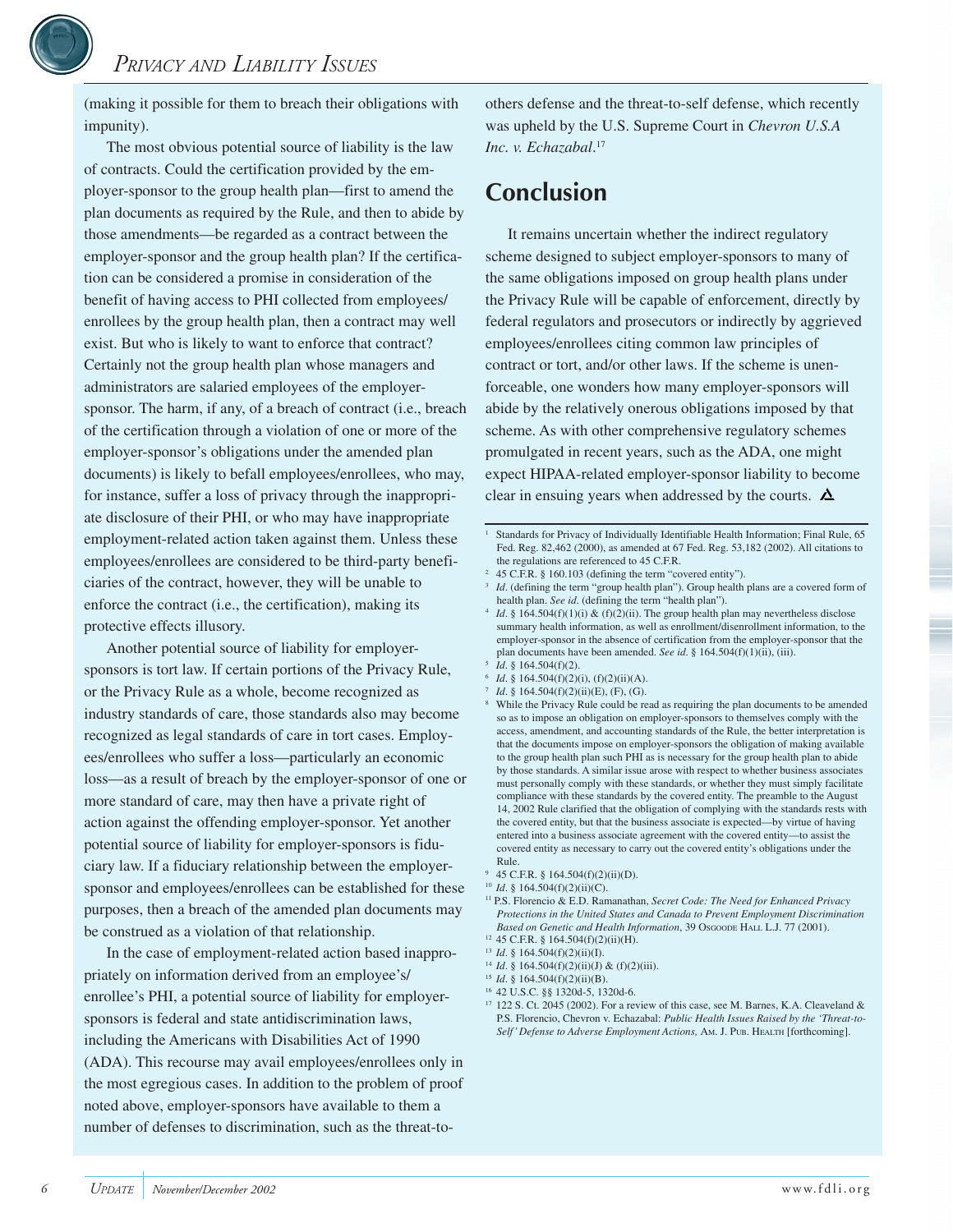(making it possible for them to breach their obligations with impunity).

The most obvious potential source of liability is the law of contracts. Could the certification provided by the employer-sponsor to the group health plan—first to amend the plan documents as required by the Rule, and then to abide by those amendments—be regarded as a contract between the employer-sponsor and the group health plan? If the certification can be considered a promise in consideration of the benefit of having access to PHI collected from employees/enrollees by the group health plan, then a contract may well exist. But who is likely to want to enforce that contract? Certainly not the group health plan whose managers and administrators are salaried employees of the employer-sponsor. The harm, if any, of a breach of contract (i.e., breach of the certification through a violation of one or more of the employer-sponsor's obligations under the amended plan documents) is likely to befall employees/enrollees, who may, for instance, suffer a loss of privacy through the inappropriate disclosure of their PHI, or who may have inappropriate employment-related action taken against them. Unless these employees/enrollees are considered to be third-party beneficiaries of the contract, however, they will be unable to enforce the contract (i.e., the certification), making its protective effects illusory.

Another potential source of liability for employer-sponsors is tort law. If certain portions of the Privacy Rule, or the Privacy Rule as a whole, become recognized as industry standards of care, those standards also may become recognized as legal standards of care in tort cases. Employees/enrollees who suffer a loss—particularly an economic loss—as a result of breach by the employer-sponsor of one or more standard of care, may then have a private right of action against the offending employer-sponsor. Yet another potential source of liability for employer-sponsors is fiduciary law. If a fiduciary relationship between the employer-sponsor and employees/enrollees can be established for these purposes, then a breach of the amended plan documents may be construed as a violation of that relationship.

In the case of employment-related action based inappropriately on information derived from an employee's/enrollee's PHI, a potential source of liability for employer-sponsors is federal and state antidiscrimination laws, including the Americans with Disabilities Act of 1990 (ADA). This recourse may avail employees/enrollees only in the most egregious cases. In addition to the problem of proof noted above, employer-sponsors have available to them a number of defenses to discrimination, such as the threat-to-others defense and the threat-to-self defense, which recently was upheld by the U.S. Supreme Court in *Chevron U.S.A Inc. v. Echazabal*.[17]

## Conclusion

It remains uncertain whether the indirect regulatory scheme designed to subject employer-sponsors to many of the same obligations imposed on group health plans under the Privacy Rule will be capable of enforcement, directly by federal regulators and prosecutors or indirectly by aggrieved employees/enrollees citing common law principles of contract or tort, and/or other laws. If the scheme is unenforceable, one wonders how many employer-sponsors will abide by the relatively onerous obligations imposed by that scheme. As with other comprehensive regulatory schemes promulgated in recent years, such as the ADA, one might expect HIPAA-related employer-sponsor liability to become clear in ensuing years when addressed by the courts.

---

[1] Standards for Privacy of Individually Identifiable Health Information; Final Rule, 65 Fed. Reg. 82,462 (2000), as amended at 67 Fed. Reg. 53,182 (2002). All citations to the regulations are referenced to 45 C.F.R.

[2] 45 C.F.R. § 160.103 (defining the term "covered entity").

[3] *Id*. (defining the term "group health plan"). Group health plans are a covered form of health plan. *See id*. (defining the term "health plan").

[4] *Id*. § 164.504(f)(1)(i) & (f)(2)(ii). The group health plan may nevertheless disclose summary health information, as well as enrollment/disenrollment information, to the employer-sponsor in the absence of certification from the employer-sponsor that the plan documents have been amended. *See id*. § 164.504(f)(1)(ii), (iii).

[5] *Id*. § 164.504(f)(2).

[6] *Id*. § 164.504(f)(2)(i), (f)(2)(ii)(A).

[7] *Id*. § 164.504(f)(2)(ii)(E), (F), (G).

[8] While the Privacy Rule could be read as requiring the plan documents to be amended so as to impose an obligation on employer-sponsors to themselves comply with the access, amendment, and accounting standards of the Rule, the better interpretation is that the documents impose on employer-sponsors the obligation of making available to the group health plan such PHI as is necessary for the group health plan to abide by those standards. A similar issue arose with respect to whether business associates must personally comply with these standards, or whether they must simply facilitate compliance with these standards by the covered entity. The preamble to the August 14, 2002 Rule clarified that the obligation of complying with the standards rests with the covered entity, but that the business associate is expected—by virtue of having entered into a business associate agreement with the covered entity—to assist the covered entity as necessary to carry out the covered entity's obligations under the Rule.

[9] 45 C.F.R. § 164.504(f)(2)(ii)(D).

[10] *Id*. § 164.504(f)(2)(ii)(C).

[11] P.S. Florencio & E.D. Ramanathan, *Secret Code: The Need for Enhanced Privacy Protections in the United States and Canada to Prevent Employment Discrimination Based on Genetic and Health Information*, 39 Osgoode Hall L.J. 77 (2001).

[12] 45 C.F.R. § 164.504(f)(2)(ii)(H).

[13] *Id*. § 164.504(f)(2)(ii)(I).

[14] *Id*. § 164.504(f)(2)(ii)(J) & (f)(2)(iii).

[15] *Id*. § 164.504(f)(2)(ii)(B).

[16] 42 U.S.C. §§ 1320d-5, 1320d-6.

[17] 122 S. Ct. 2045 (2002). For a review of this case, see M. Barnes, K.A. Cleaveland & P.S. Florencio, Chevron v. Echazabal: *Public Health Issues Raised by the 'Threat-to-Self' Defense to Adverse Employment Actions,* Am. J. Pub. Health [forthcoming].